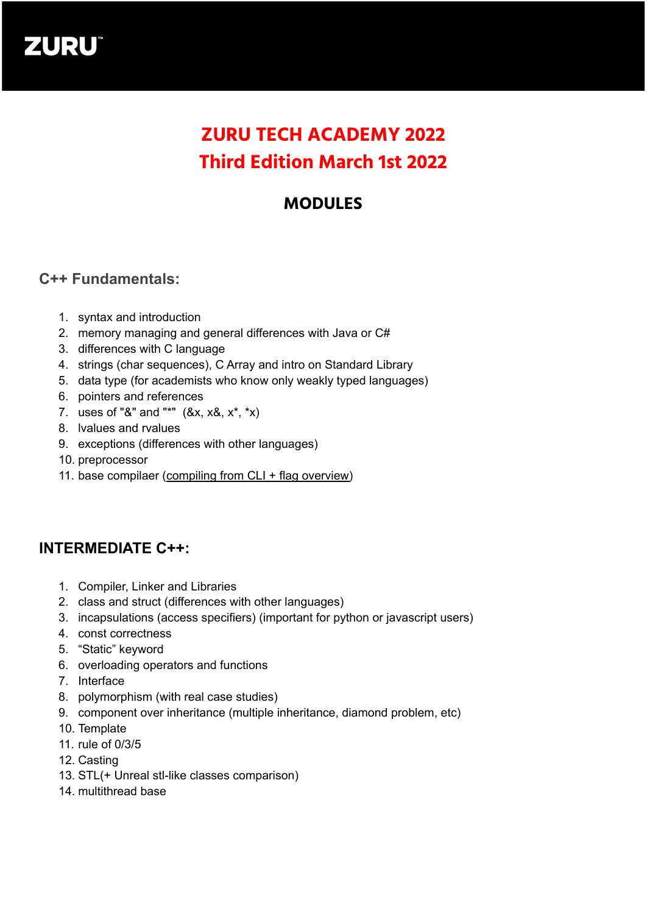ZURU™

# ZURU TECH ACADEMY 2022
# Third Edition March 1st 2022

## MODULES

### C++ Fundamentals:

1. syntax and introduction
2. memory managing and general differences with Java or C#
3. differences with C language
4. strings (char sequences), C Array and intro on Standard Library
5. data type (for academists who know only weakly typed languages)
6. pointers and references
7. uses of "&" and "*"  (&x, x&, x*, *x)
8. lvalues and rvalues
9. exceptions (differences with other languages)
10. preprocessor
11. base compilaer (compiling from CLI + flag overview)

### INTERMEDIATE C++:

1. Compiler, Linker and Libraries
2. class and struct (differences with other languages)
3. incapsulations (access specifiers) (important for python or javascript users)
4. const correctness
5. “Static” keyword
6. overloading operators and functions
7. Interface
8. polymorphism (with real case studies)
9. component over inheritance (multiple inheritance, diamond problem, etc)
10. Template
11. rule of 0/3/5
12. Casting
13. STL(+ Unreal stl-like classes comparison)
14. multithread base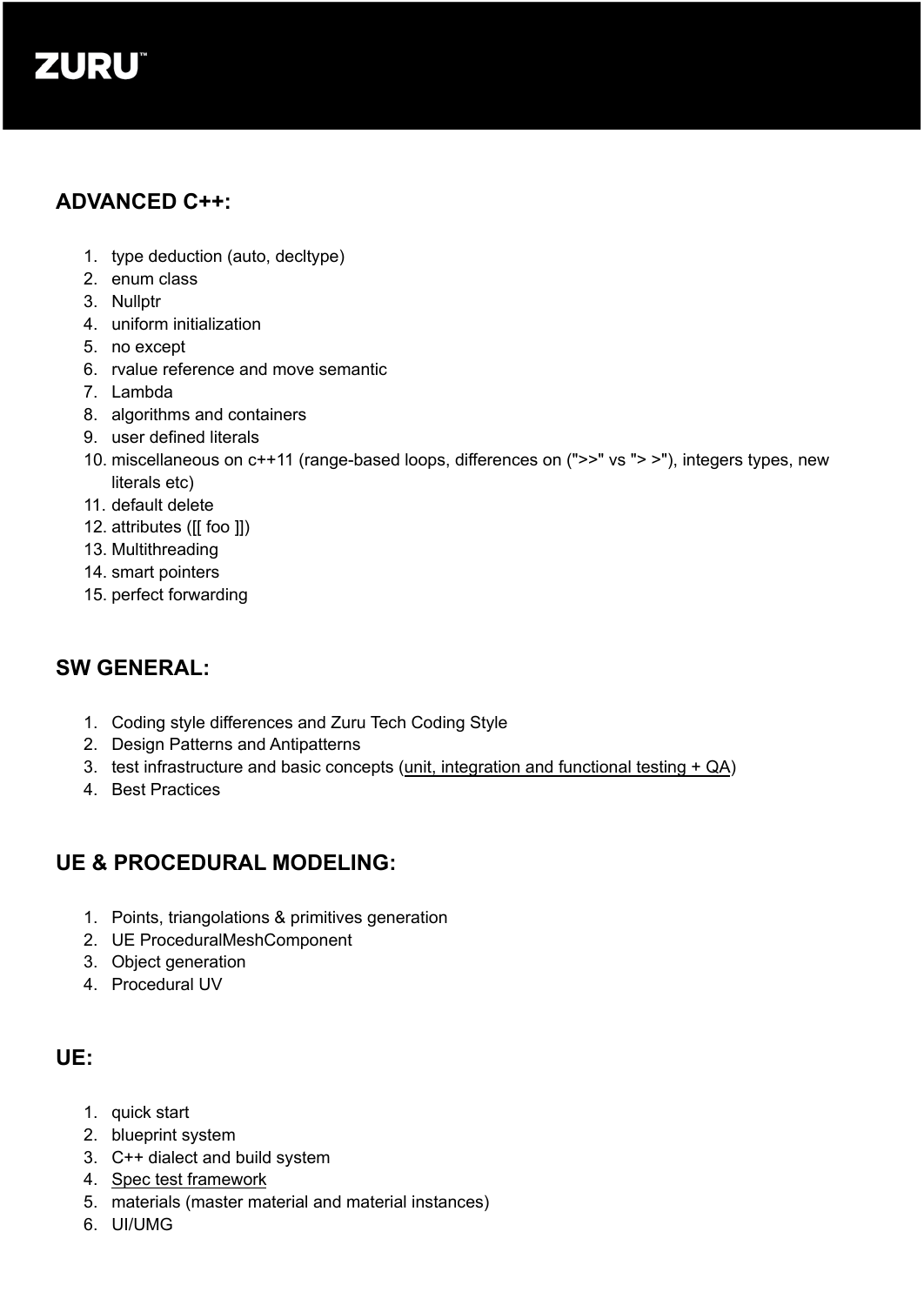## ADVANCED C++:

1. type deduction (auto, decltype)
2. enum class
3. Nullptr
4. uniform initialization
5. no except
6. rvalue reference and move semantic
7. Lambda
8. algorithms and containers
9. user defined literals
10. miscellaneous on c++11 (range-based loops, differences on (">>" vs "> >"), integers types, new literals etc)
11. default delete
12. attributes ([[ foo ]])
13. Multithreading
14. smart pointers
15. perfect forwarding

## SW GENERAL:

1. Coding style differences and Zuru Tech Coding Style
2. Design Patterns and Antipatterns
3. test infrastructure and basic concepts (unit, integration and functional testing + QA)
4. Best Practices

## UE & PROCEDURAL MODELING:

1. Points, triangolations & primitives generation
2. UE ProceduralMeshComponent
3. Object generation
4. Procedural UV

## UE:

1. quick start
2. blueprint system
3. C++ dialect and build system
4. Spec test framework
5. materials (master material and material instances)
6. UI/UMG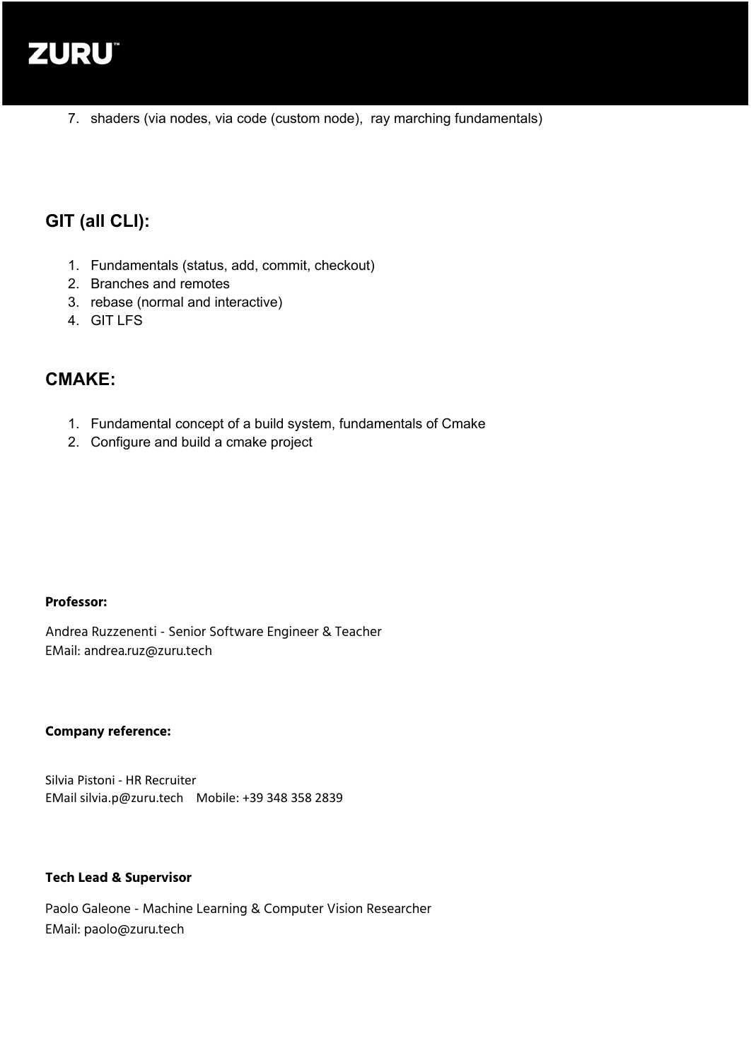7. shaders (via nodes, via code (custom node), ray marching fundamentals)

## GIT (all CLI):

1. Fundamentals (status, add, commit, checkout)
2. Branches and remotes
3. rebase (normal and interactive)
4. GIT LFS

## CMAKE:

1. Fundamental concept of a build system, fundamentals of Cmake
2. Configure and build a cmake project

**Professor:**

Andrea Ruzzenenti - Senior Software Engineer & Teacher
EMail: andrea.ruz@zuru.tech

**Company reference:**

Silvia Pistoni - HR Recruiter
EMail silvia.p@zuru.tech  Mobile: +39 348 358 2839

**Tech Lead & Supervisor**

Paolo Galeone - Machine Learning & Computer Vision Researcher
EMail: paolo@zuru.tech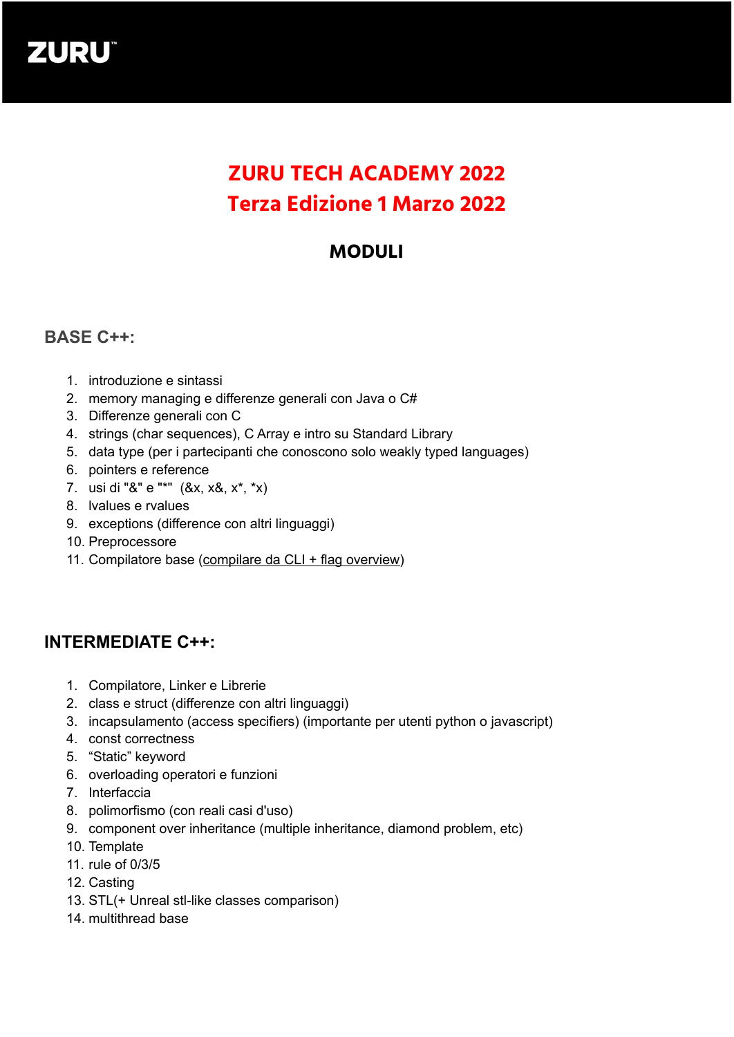ZURU™

# ZURU TECH ACADEMY 2022
# Terza Edizione 1 Marzo 2022

## MODULI

### BASE C++:

1. introduzione e sintassi
2. memory managing e differenze generali con Java o C#
3. Differenze generali con C
4. strings (char sequences), C Array e intro su Standard Library
5. data type (per i partecipanti che conoscono solo weakly typed languages)
6. pointers e reference
7. usi di "&" e "*"  (&x, x&, x*, *x)
8. lvalues e rvalues
9. exceptions (difference con altri linguaggi)
10. Preprocessore
11. Compilatore base (compilare da CLI + flag overview)

### INTERMEDIATE C++:

1. Compilatore, Linker e Librerie
2. class e struct (differenze con altri linguaggi)
3. incapsulamento (access specifiers) (importante per utenti python o javascript)
4. const correctness
5. “Static” keyword
6. overloading operatori e funzioni
7. Interfaccia
8. polimorfismo (con reali casi d'uso)
9. component over inheritance (multiple inheritance, diamond problem, etc)
10. Template
11. rule of 0/3/5
12. Casting
13. STL(+ Unreal stl-like classes comparison)
14. multithread base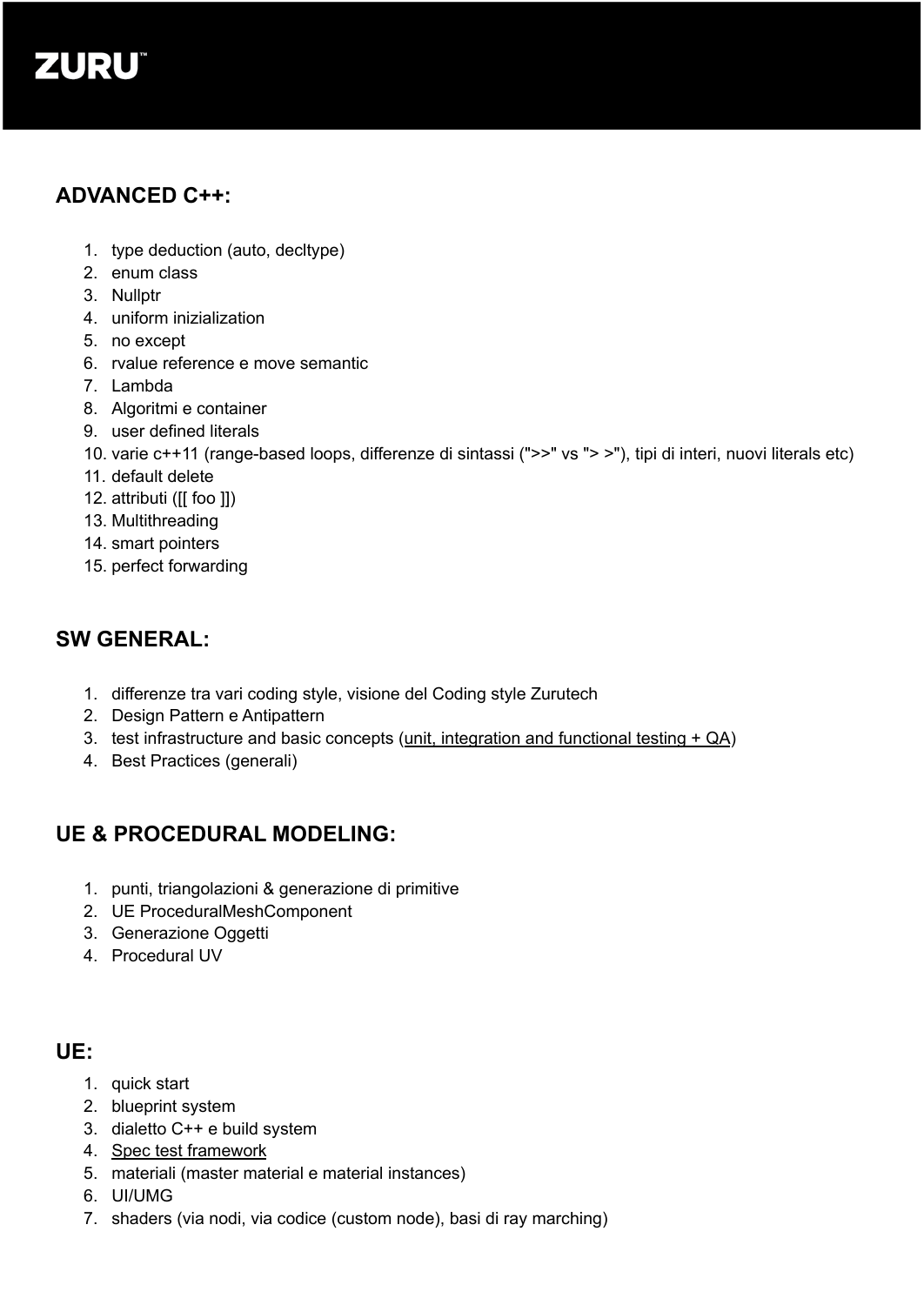ZURU™

## ADVANCED C++:

1. type deduction (auto, decltype)
2. enum class
3. Nullptr
4. uniform inizialization
5. no except
6. rvalue reference e move semantic
7. Lambda
8. Algoritmi e container
9. user defined literals
10. varie c++11 (range-based loops, differenze di sintassi (">>" vs "> >"), tipi di interi, nuovi literals etc)
11. default delete
12. attributi ([[ foo ]])
13. Multithreading
14. smart pointers
15. perfect forwarding

## SW GENERAL:

1. differenze tra vari coding style, visione del Coding style Zurutech
2. Design Pattern e Antipattern
3. test infrastructure and basic concepts (unit, integration and functional testing + QA)
4. Best Practices (generali)

## UE & PROCEDURAL MODELING:

1. punti, triangolazioni & generazione di primitive
2. UE ProceduralMeshComponent
3. Generazione Oggetti
4. Procedural UV

## UE:

1. quick start
2. blueprint system
3. dialetto C++ e build system
4. Spec test framework
5. materiali (master material e material instances)
6. UI/UMG
7. shaders (via nodi, via codice (custom node), basi di ray marching)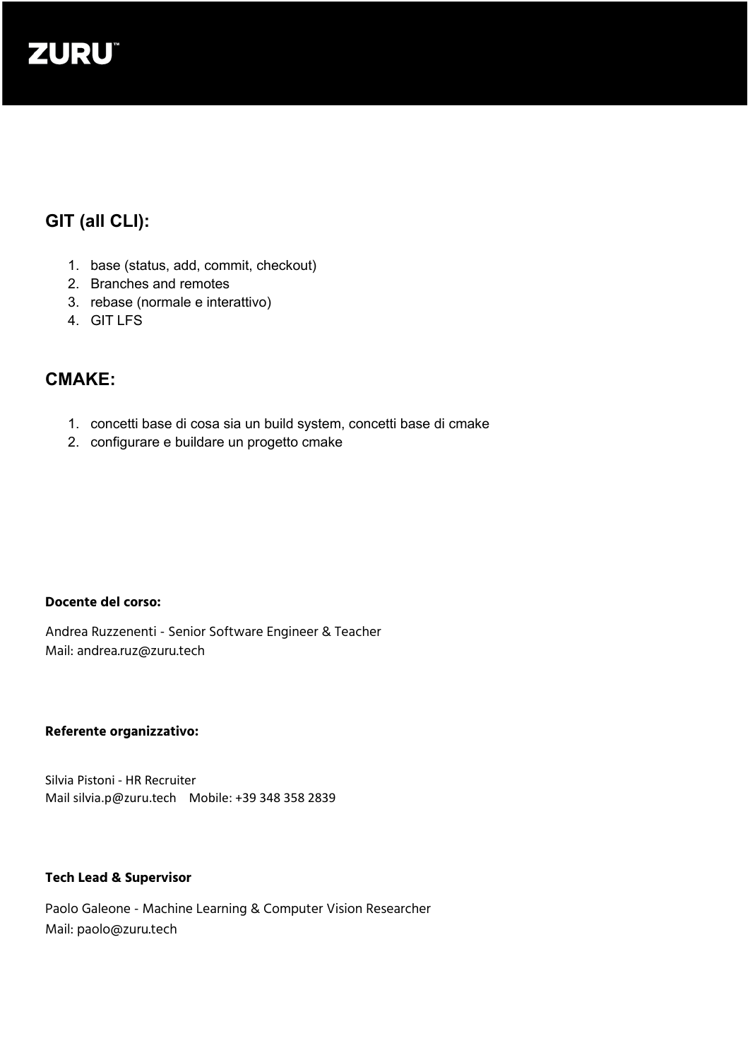## GIT (all CLI):

1. base (status, add, commit, checkout)
2. Branches and remotes
3. rebase (normale e interattivo)
4. GIT LFS

## CMAKE:

1. concetti base di cosa sia un build system, concetti base di cmake
2. configurare e buildare un progetto cmake

**Docente del corso:**

Andrea Ruzzenenti - Senior Software Engineer & Teacher
Mail: andrea.ruz@zuru.tech

**Referente organizzativo:**

Silvia Pistoni - HR Recruiter
Mail silvia.p@zuru.tech    Mobile: +39 348 358 2839

**Tech Lead & Supervisor**

Paolo Galeone - Machine Learning & Computer Vision Researcher
Mail: paolo@zuru.tech